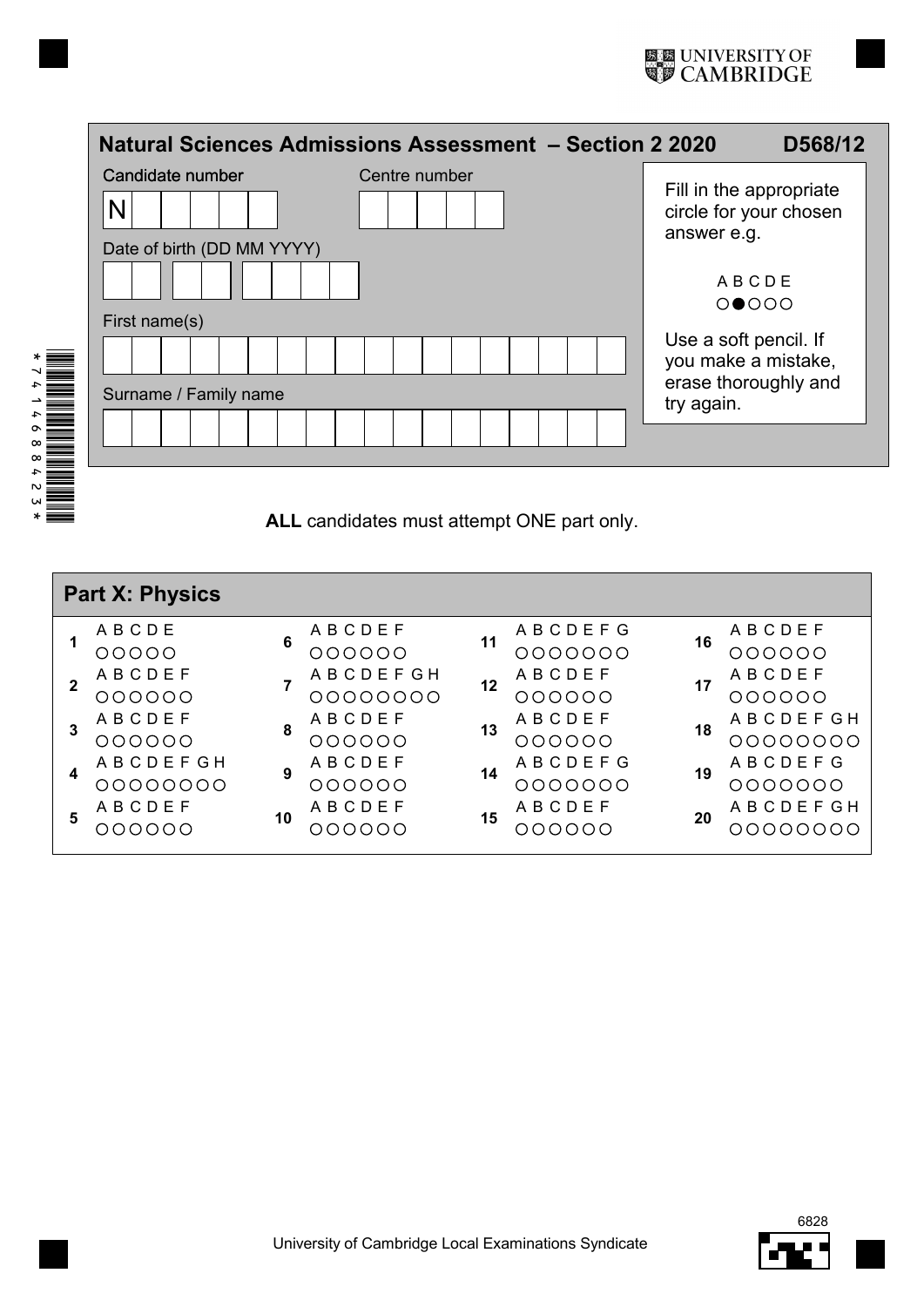UNIVERSITY OF CAMBRIDGE

## Natural Sciences Admissions Assessment – Section 2 2020 D568/12

Candidate number

N

Centre number

Date of birth (DD MM YYYY)

First name(s)

Surname / Family name

Fill in the appropriate circle for your chosen answer e.g.

A B C D E
○●○○○

Use a soft pencil. If you make a mistake, erase thoroughly and try again.

*7414688423*

**ALL** candidates must attempt ONE part only.

## Part X: Physics

| Question | Options | Question | Options | Question | Options | Question | Options |
|---|---|---|---|---|---|---|---|
| 1 | A B C D E | 6 | A B C D E F | 11 | A B C D E F G | 16 | A B C D E F |
| 2 | A B C D E F | 7 | A B C D E F G H | 12 | A B C D E F | 17 | A B C D E F |
| 3 | A B C D E F | 8 | A B C D E F | 13 | A B C D E F | 18 | A B C D E F G H |
| 4 | A B C D E F G H | 9 | A B C D E F | 14 | A B C D E F G | 19 | A B C D E F G |
| 5 | A B C D E F | 10 | A B C D E F | 15 | A B C D E F | 20 | A B C D E F G H |

6828

University of Cambridge Local Examinations Syndicate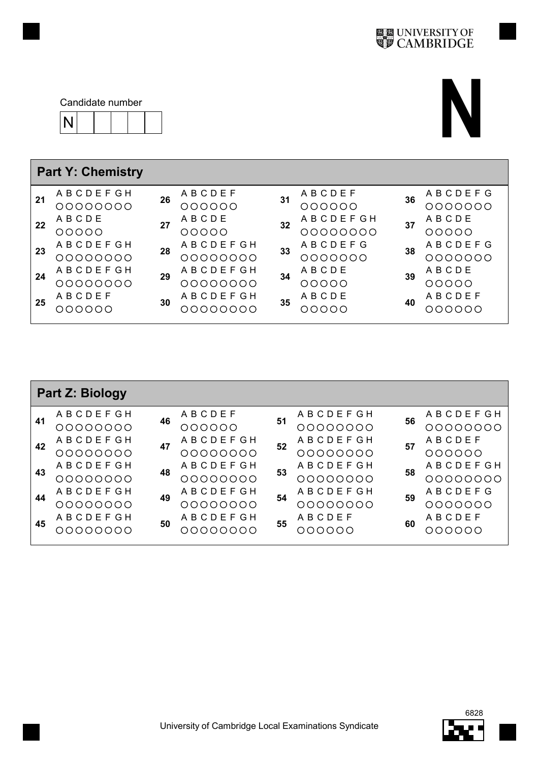UNIVERSITY OF CAMBRIDGE

Candidate number

| N | | | | | |
|---|---|---|---|---|---|

**N**

## Part Y: Chemistry

| | | | | | | | |
|---|---|---|---|---|---|---|---|
| 21 | A B C D E F G H | 26 | A B C D E F | 31 | A B C D E F | 36 | A B C D E F G |
| 22 | A B C D E | 27 | A B C D E | 32 | A B C D E F G H | 37 | A B C D E |
| 23 | A B C D E F G H | 28 | A B C D E F G H | 33 | A B C D E F G | 38 | A B C D E F G |
| 24 | A B C D E F G H | 29 | A B C D E F G H | 34 | A B C D E | 39 | A B C D E |
| 25 | A B C D E F | 30 | A B C D E F G H | 35 | A B C D E | 40 | A B C D E F |

## Part Z: Biology

| | | | | | | | |
|---|---|---|---|---|---|---|---|
| 41 | A B C D E F G H | 46 | A B C D E F | 51 | A B C D E F G H | 56 | A B C D E F G H |
| 42 | A B C D E F G H | 47 | A B C D E F G H | 52 | A B C D E F G H | 57 | A B C D E F |
| 43 | A B C D E F G H | 48 | A B C D E F G H | 53 | A B C D E F G H | 58 | A B C D E F G H |
| 44 | A B C D E F G H | 49 | A B C D E F G H | 54 | A B C D E F G H | 59 | A B C D E F G |
| 45 | A B C D E F G H | 50 | A B C D E F G H | 55 | A B C D E F | 60 | A B C D E F |

University of Cambridge Local Examinations Syndicate

6828